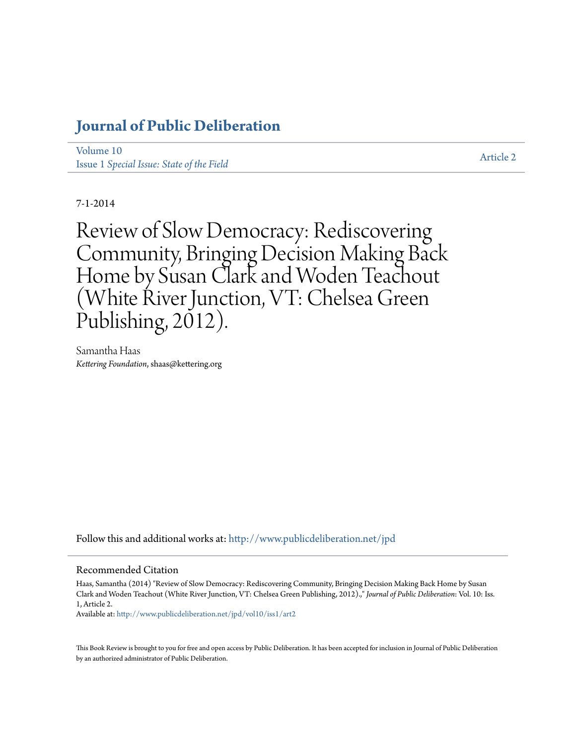# Journal of Public Deliberation

Volume 10
Issue 1 *Special Issue: State of the Field*

Article 2

7-1-2014

# Review of Slow Democracy: Rediscovering Community, Bringing Decision Making Back Home by Susan Clark and Woden Teachout (White River Junction, VT: Chelsea Green Publishing, 2012).

Samantha Haas
*Kettering Foundation*, shaas@kettering.org

Follow this and additional works at: http://www.publicdeliberation.net/jpd

## Recommended Citation

Haas, Samantha (2014) "Review of Slow Democracy: Rediscovering Community, Bringing Decision Making Back Home by Susan Clark and Woden Teachout (White River Junction, VT: Chelsea Green Publishing, 2012).," *Journal of Public Deliberation*: Vol. 10: Iss. 1, Article 2.
Available at: http://www.publicdeliberation.net/jpd/vol10/iss1/art2

This Book Review is brought to you for free and open access by Public Deliberation. It has been accepted for inclusion in Journal of Public Deliberation by an authorized administrator of Public Deliberation.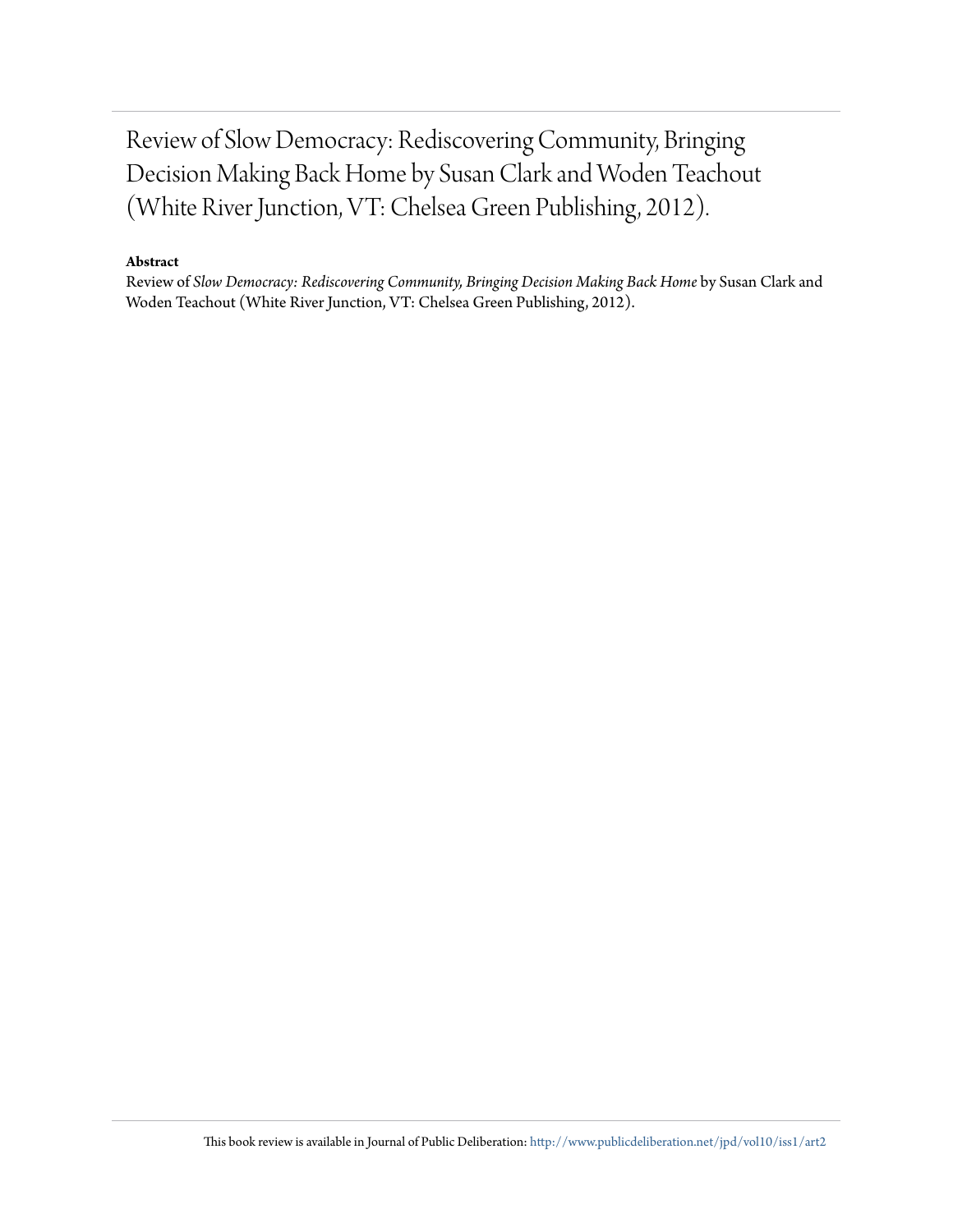# Review of Slow Democracy: Rediscovering Community, Bringing Decision Making Back Home by Susan Clark and Woden Teachout (White River Junction, VT: Chelsea Green Publishing, 2012).

**Abstract**

Review of *Slow Democracy: Rediscovering Community, Bringing Decision Making Back Home* by Susan Clark and Woden Teachout (White River Junction, VT: Chelsea Green Publishing, 2012).

This book review is available in Journal of Public Deliberation: http://www.publicdeliberation.net/jpd/vol10/iss1/art2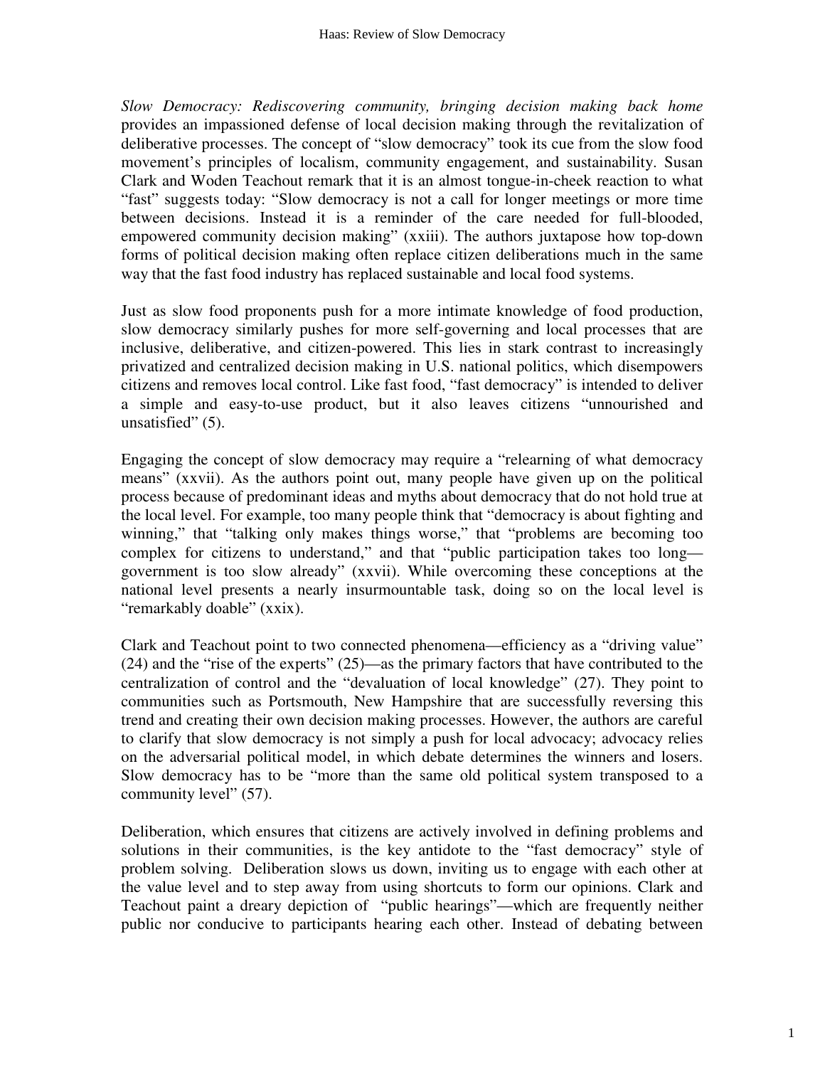*Slow Democracy: Rediscovering community, bringing decision making back home* provides an impassioned defense of local decision making through the revitalization of deliberative processes. The concept of "slow democracy" took its cue from the slow food movement's principles of localism, community engagement, and sustainability. Susan Clark and Woden Teachout remark that it is an almost tongue-in-cheek reaction to what "fast" suggests today: "Slow democracy is not a call for longer meetings or more time between decisions. Instead it is a reminder of the care needed for full-blooded, empowered community decision making" (xxiii). The authors juxtapose how top-down forms of political decision making often replace citizen deliberations much in the same way that the fast food industry has replaced sustainable and local food systems.

Just as slow food proponents push for a more intimate knowledge of food production, slow democracy similarly pushes for more self-governing and local processes that are inclusive, deliberative, and citizen-powered. This lies in stark contrast to increasingly privatized and centralized decision making in U.S. national politics, which disempowers citizens and removes local control. Like fast food, "fast democracy" is intended to deliver a simple and easy-to-use product, but it also leaves citizens "unnourished and unsatisfied" (5).

Engaging the concept of slow democracy may require a "relearning of what democracy means" (xxvii). As the authors point out, many people have given up on the political process because of predominant ideas and myths about democracy that do not hold true at the local level. For example, too many people think that "democracy is about fighting and winning," that "talking only makes things worse," that "problems are becoming too complex for citizens to understand," and that "public participation takes too long—government is too slow already" (xxvii). While overcoming these conceptions at the national level presents a nearly insurmountable task, doing so on the local level is "remarkably doable" (xxix).

Clark and Teachout point to two connected phenomena—efficiency as a "driving value" (24) and the "rise of the experts" (25)—as the primary factors that have contributed to the centralization of control and the "devaluation of local knowledge" (27). They point to communities such as Portsmouth, New Hampshire that are successfully reversing this trend and creating their own decision making processes. However, the authors are careful to clarify that slow democracy is not simply a push for local advocacy; advocacy relies on the adversarial political model, in which debate determines the winners and losers. Slow democracy has to be "more than the same old political system transposed to a community level" (57).

Deliberation, which ensures that citizens are actively involved in defining problems and solutions in their communities, is the key antidote to the "fast democracy" style of problem solving. Deliberation slows us down, inviting us to engage with each other at the value level and to step away from using shortcuts to form our opinions. Clark and Teachout paint a dreary depiction of "public hearings"—which are frequently neither public nor conducive to participants hearing each other. Instead of debating between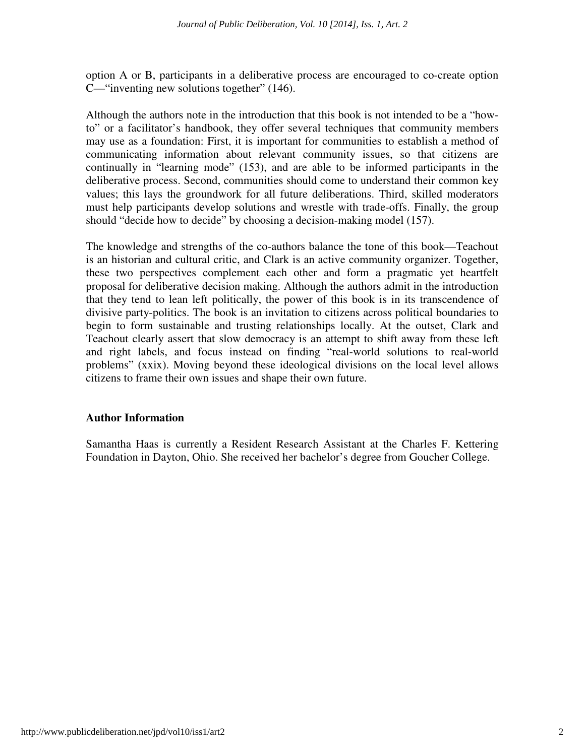option A or B, participants in a deliberative process are encouraged to co-create option C—"inventing new solutions together" (146).

Although the authors note in the introduction that this book is not intended to be a "how-to" or a facilitator's handbook, they offer several techniques that community members may use as a foundation: First, it is important for communities to establish a method of communicating information about relevant community issues, so that citizens are continually in "learning mode" (153), and are able to be informed participants in the deliberative process. Second, communities should come to understand their common key values; this lays the groundwork for all future deliberations. Third, skilled moderators must help participants develop solutions and wrestle with trade-offs. Finally, the group should "decide how to decide" by choosing a decision-making model (157).

The knowledge and strengths of the co-authors balance the tone of this book—Teachout is an historian and cultural critic, and Clark is an active community organizer. Together, these two perspectives complement each other and form a pragmatic yet heartfelt proposal for deliberative decision making. Although the authors admit in the introduction that they tend to lean left politically, the power of this book is in its transcendence of divisive party-politics. The book is an invitation to citizens across political boundaries to begin to form sustainable and trusting relationships locally. At the outset, Clark and Teachout clearly assert that slow democracy is an attempt to shift away from these left and right labels, and focus instead on finding "real-world solutions to real-world problems" (xxix). Moving beyond these ideological divisions on the local level allows citizens to frame their own issues and shape their own future.

## Author Information

Samantha Haas is currently a Resident Research Assistant at the Charles F. Kettering Foundation in Dayton, Ohio. She received her bachelor's degree from Goucher College.